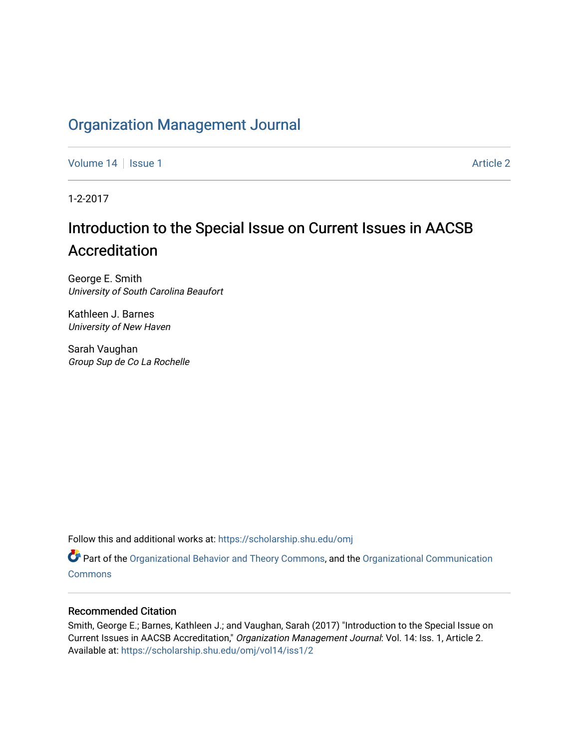# Organization Management Journal

Volume 14 | Issue 1 Article 2

1-2-2017

## Introduction to the Special Issue on Current Issues in AACSB Accreditation

George E. Smith
*University of South Carolina Beaufort*

Kathleen J. Barnes
*University of New Haven*

Sarah Vaughan
*Group Sup de Co La Rochelle*

Follow this and additional works at: https://scholarship.shu.edu/omj

Part of the Organizational Behavior and Theory Commons, and the Organizational Communication Commons

### Recommended Citation

Smith, George E.; Barnes, Kathleen J.; and Vaughan, Sarah (2017) "Introduction to the Special Issue on Current Issues in AACSB Accreditation," *Organization Management Journal*: Vol. 14: Iss. 1, Article 2. Available at: https://scholarship.shu.edu/omj/vol14/iss1/2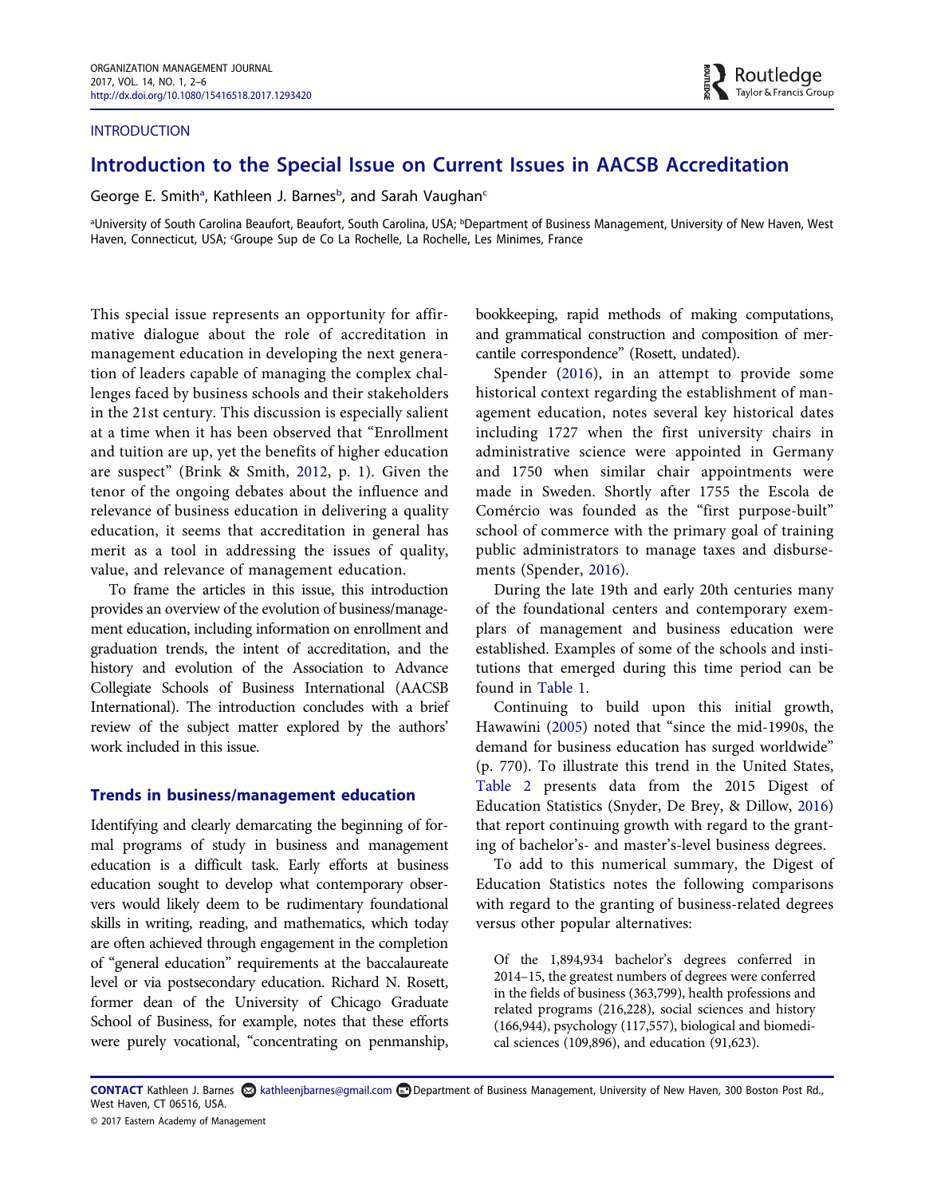INTRODUCTION

# Introduction to the Special Issue on Current Issues in AACSB Accreditation

George E. Smith[a], Kathleen J. Barnes[b], and Sarah Vaughan[c]

[a]University of South Carolina Beaufort, Beaufort, South Carolina, USA; [b]Department of Business Management, University of New Haven, West Haven, Connecticut, USA; [c]Groupe Sup de Co La Rochelle, La Rochelle, Les Minimes, France

This special issue represents an opportunity for affirmative dialogue about the role of accreditation in management education in developing the next generation of leaders capable of managing the complex challenges faced by business schools and their stakeholders in the 21st century. This discussion is especially salient at a time when it has been observed that "Enrollment and tuition are up, yet the benefits of higher education are suspect" (Brink & Smith, 2012, p. 1). Given the tenor of the ongoing debates about the influence and relevance of business education in delivering a quality education, it seems that accreditation in general has merit as a tool in addressing the issues of quality, value, and relevance of management education.

To frame the articles in this issue, this introduction provides an overview of the evolution of business/management education, including information on enrollment and graduation trends, the intent of accreditation, and the history and evolution of the Association to Advance Collegiate Schools of Business International (AACSB International). The introduction concludes with a brief review of the subject matter explored by the authors' work included in this issue.

## Trends in business/management education

Identifying and clearly demarcating the beginning of formal programs of study in business and management education is a difficult task. Early efforts at business education sought to develop what contemporary observers would likely deem to be rudimentary foundational skills in writing, reading, and mathematics, which today are often achieved through engagement in the completion of "general education" requirements at the baccalaureate level or via postsecondary education. Richard N. Rosett, former dean of the University of Chicago Graduate School of Business, for example, notes that these efforts were purely vocational, "concentrating on penmanship, bookkeeping, rapid methods of making computations, and grammatical construction and composition of mercantile correspondence" (Rosett, undated).

Spender (2016), in an attempt to provide some historical context regarding the establishment of management education, notes several key historical dates including 1727 when the first university chairs in administrative science were appointed in Germany and 1750 when similar chair appointments were made in Sweden. Shortly after 1755 the Escola de Comércio was founded as the "first purpose-built" school of commerce with the primary goal of training public administrators to manage taxes and disbursements (Spender, 2016).

During the late 19th and early 20th centuries many of the foundational centers and contemporary exemplars of management and business education were established. Examples of some of the schools and institutions that emerged during this time period can be found in Table 1.

Continuing to build upon this initial growth, Hawawini (2005) noted that "since the mid-1990s, the demand for business education has surged worldwide" (p. 770). To illustrate this trend in the United States, Table 2 presents data from the 2015 Digest of Education Statistics (Snyder, De Brey, & Dillow, 2016) that report continuing growth with regard to the granting of bachelor's- and master's-level business degrees.

To add to this numerical summary, the Digest of Education Statistics notes the following comparisons with regard to the granting of business-related degrees versus other popular alternatives:

> Of the 1,894,934 bachelor's degrees conferred in 2014–15, the greatest numbers of degrees were conferred in the fields of business (363,799), health professions and related programs (216,228), social sciences and history (166,944), psychology (117,557), biological and biomedical sciences (109,896), and education (91,623).

**CONTACT** Kathleen J. Barnes kathleenjbarnes@gmail.com Department of Business Management, University of New Haven, 300 Boston Post Rd., West Haven, CT 06516, USA.

© 2017 Eastern Academy of Management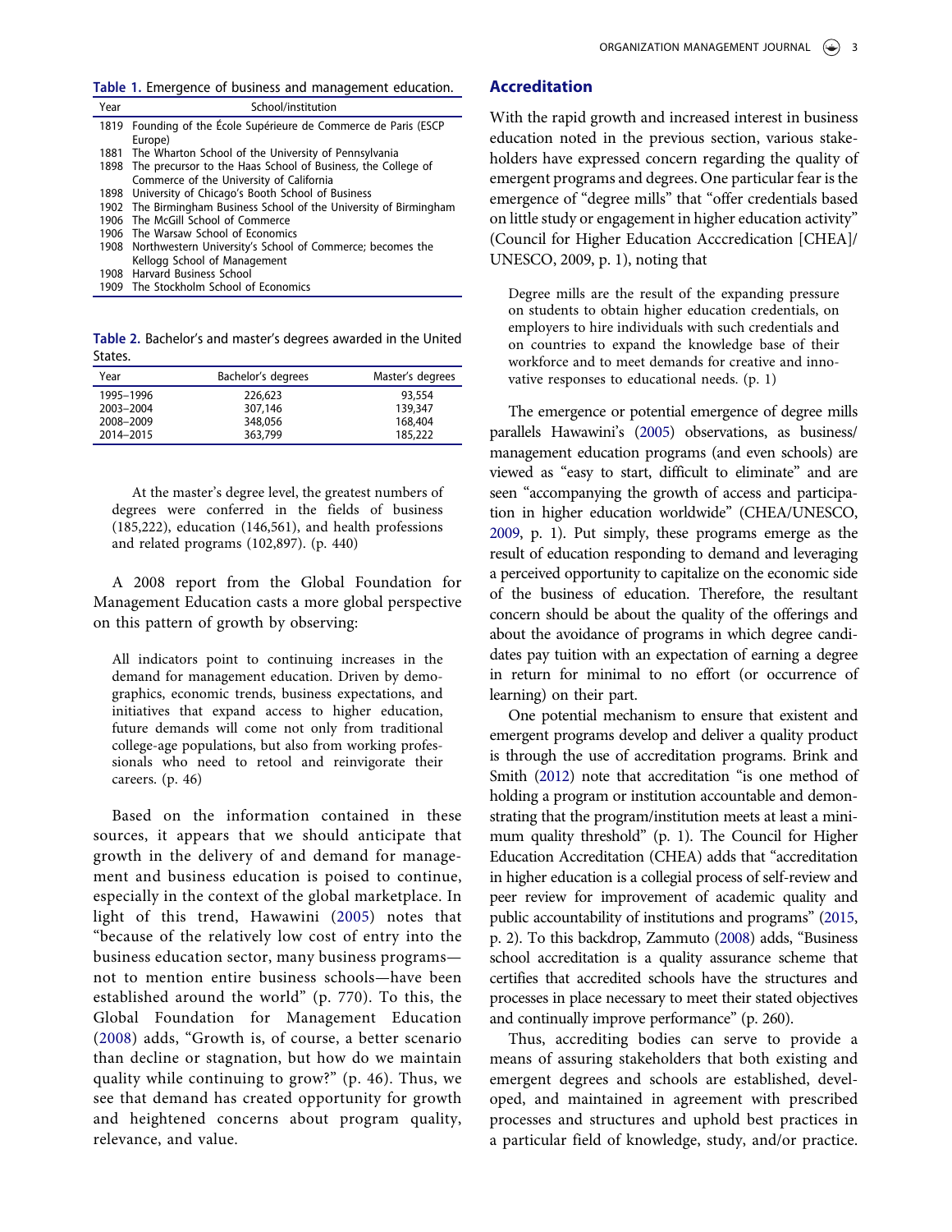**Table 1.** Emergence of business and management education.

| Year | School/institution |
| --- | --- |
| 1819 | Founding of the École Supérieure de Commerce de Paris (ESCP Europe) |
| 1881 | The Wharton School of the University of Pennsylvania |
| 1898 | The precursor to the Haas School of Business, the College of Commerce of the University of California |
| 1898 | University of Chicago's Booth School of Business |
| 1902 | The Birmingham Business School of the University of Birmingham |
| 1906 | The McGill School of Commerce |
| 1906 | The Warsaw School of Economics |
| 1908 | Northwestern University's School of Commerce; becomes the Kellogg School of Management |
| 1908 | Harvard Business School |
| 1909 | The Stockholm School of Economics |

**Table 2.** Bachelor's and master's degrees awarded in the United States.

| Year | Bachelor's degrees | Master's degrees |
| --- | --- | --- |
| 1995–1996 | 226,623 | 93,554 |
| 2003–2004 | 307,146 | 139,347 |
| 2008–2009 | 348,056 | 168,404 |
| 2014–2015 | 363,799 | 185,222 |

> At the master's degree level, the greatest numbers of degrees were conferred in the fields of business (185,222), education (146,561), and health professions and related programs (102,897). (p. 440)

A 2008 report from the Global Foundation for Management Education casts a more global perspective on this pattern of growth by observing:

> All indicators point to continuing increases in the demand for management education. Driven by demographics, economic trends, business expectations, and initiatives that expand access to higher education, future demands will come not only from traditional college-age populations, but also from working professionals who need to retool and reinvigorate their careers. (p. 46)

Based on the information contained in these sources, it appears that we should anticipate that growth in the delivery of and demand for management and business education is poised to continue, especially in the context of the global marketplace. In light of this trend, Hawawini (2005) notes that "because of the relatively low cost of entry into the business education sector, many business programs—not to mention entire business schools—have been established around the world" (p. 770). To this, the Global Foundation for Management Education (2008) adds, "Growth is, of course, a better scenario than decline or stagnation, but how do we maintain quality while continuing to grow?" (p. 46). Thus, we see that demand has created opportunity for growth and heightened concerns about program quality, relevance, and value.

## Accreditation

With the rapid growth and increased interest in business education noted in the previous section, various stakeholders have expressed concern regarding the quality of emergent programs and degrees. One particular fear is the emergence of "degree mills" that "offer credentials based on little study or engagement in higher education activity" (Council for Higher Education Acccredication [CHEA]/UNESCO, 2009, p. 1), noting that

> Degree mills are the result of the expanding pressure on students to obtain higher education credentials, on employers to hire individuals with such credentials and on countries to expand the knowledge base of their workforce and to meet demands for creative and innovative responses to educational needs. (p. 1)

The emergence or potential emergence of degree mills parallels Hawawini's (2005) observations, as business/management education programs (and even schools) are viewed as "easy to start, difficult to eliminate" and are seen "accompanying the growth of access and participation in higher education worldwide" (CHEA/UNESCO, 2009, p. 1). Put simply, these programs emerge as the result of education responding to demand and leveraging a perceived opportunity to capitalize on the economic side of the business of education. Therefore, the resultant concern should be about the quality of the offerings and about the avoidance of programs in which degree candidates pay tuition with an expectation of earning a degree in return for minimal to no effort (or occurrence of learning) on their part.

One potential mechanism to ensure that existent and emergent programs develop and deliver a quality product is through the use of accreditation programs. Brink and Smith (2012) note that accreditation "is one method of holding a program or institution accountable and demonstrating that the program/institution meets at least a minimum quality threshold" (p. 1). The Council for Higher Education Accreditation (CHEA) adds that "accreditation in higher education is a collegial process of self-review and peer review for improvement of academic quality and public accountability of institutions and programs" (2015, p. 2). To this backdrop, Zammuto (2008) adds, "Business school accreditation is a quality assurance scheme that certifies that accredited schools have the structures and processes in place necessary to meet their stated objectives and continually improve performance" (p. 260).

Thus, accrediting bodies can serve to provide a means of assuring stakeholders that both existing and emergent degrees and schools are established, developed, and maintained in agreement with prescribed processes and structures and uphold best practices in a particular field of knowledge, study, and/or practice.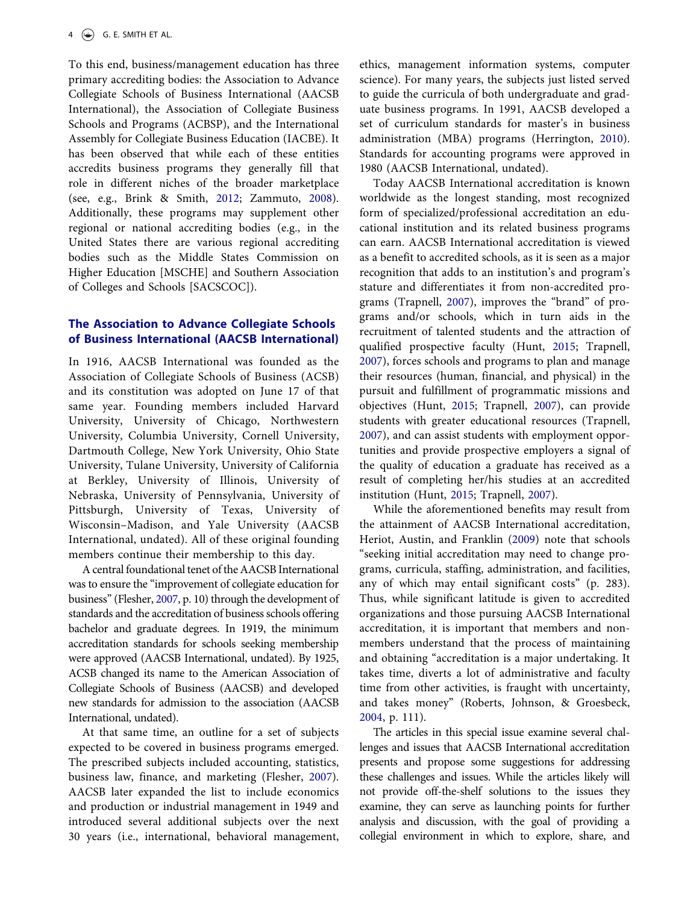To this end, business/management education has three primary accrediting bodies: the Association to Advance Collegiate Schools of Business International (AACSB International), the Association of Collegiate Business Schools and Programs (ACBSP), and the International Assembly for Collegiate Business Education (IACBE). It has been observed that while each of these entities accredits business programs they generally fill that role in different niches of the broader marketplace (see, e.g., Brink & Smith, 2012; Zammuto, 2008). Additionally, these programs may supplement other regional or national accrediting bodies (e.g., in the United States there are various regional accrediting bodies such as the Middle States Commission on Higher Education [MSCHE] and Southern Association of Colleges and Schools [SACSCOC]).

## The Association to Advance Collegiate Schools of Business International (AACSB International)

In 1916, AACSB International was founded as the Association of Collegiate Schools of Business (ACSB) and its constitution was adopted on June 17 of that same year. Founding members included Harvard University, University of Chicago, Northwestern University, Columbia University, Cornell University, Dartmouth College, New York University, Ohio State University, Tulane University, University of California at Berkley, University of Illinois, University of Nebraska, University of Pennsylvania, University of Pittsburgh, University of Texas, University of Wisconsin–Madison, and Yale University (AACSB International, undated). All of these original founding members continue their membership to this day.

A central foundational tenet of the AACSB International was to ensure the "improvement of collegiate education for business" (Flesher, 2007, p. 10) through the development of standards and the accreditation of business schools offering bachelor and graduate degrees. In 1919, the minimum accreditation standards for schools seeking membership were approved (AACSB International, undated). By 1925, ACSB changed its name to the American Association of Collegiate Schools of Business (AACSB) and developed new standards for admission to the association (AACSB International, undated).

At that same time, an outline for a set of subjects expected to be covered in business programs emerged. The prescribed subjects included accounting, statistics, business law, finance, and marketing (Flesher, 2007). AACSB later expanded the list to include economics and production or industrial management in 1949 and introduced several additional subjects over the next 30 years (i.e., international, behavioral management, ethics, management information systems, computer science). For many years, the subjects just listed served to guide the curricula of both undergraduate and graduate business programs. In 1991, AACSB developed a set of curriculum standards for master's in business administration (MBA) programs (Herrington, 2010). Standards for accounting programs were approved in 1980 (AACSB International, undated).

Today AACSB International accreditation is known worldwide as the longest standing, most recognized form of specialized/professional accreditation an educational institution and its related business programs can earn. AACSB International accreditation is viewed as a benefit to accredited schools, as it is seen as a major recognition that adds to an institution's and program's stature and differentiates it from non-accredited programs (Trapnell, 2007), improves the "brand" of programs and/or schools, which in turn aids in the recruitment of talented students and the attraction of qualified prospective faculty (Hunt, 2015; Trapnell, 2007), forces schools and programs to plan and manage their resources (human, financial, and physical) in the pursuit and fulfillment of programmatic missions and objectives (Hunt, 2015; Trapnell, 2007), can provide students with greater educational resources (Trapnell, 2007), and can assist students with employment opportunities and provide prospective employers a signal of the quality of education a graduate has received as a result of completing her/his studies at an accredited institution (Hunt, 2015; Trapnell, 2007).

While the aforementioned benefits may result from the attainment of AACSB International accreditation, Heriot, Austin, and Franklin (2009) note that schools "seeking initial accreditation may need to change programs, curricula, staffing, administration, and facilities, any of which may entail significant costs" (p. 283). Thus, while significant latitude is given to accredited organizations and those pursuing AACSB International accreditation, it is important that members and nonmembers understand that the process of maintaining and obtaining "accreditation is a major undertaking. It takes time, diverts a lot of administrative and faculty time from other activities, is fraught with uncertainty, and takes money" (Roberts, Johnson, & Groesbeck, 2004, p. 111).

The articles in this special issue examine several challenges and issues that AACSB International accreditation presents and propose some suggestions for addressing these challenges and issues. While the articles likely will not provide off-the-shelf solutions to the issues they examine, they can serve as launching points for further analysis and discussion, with the goal of providing a collegial environment in which to explore, share, and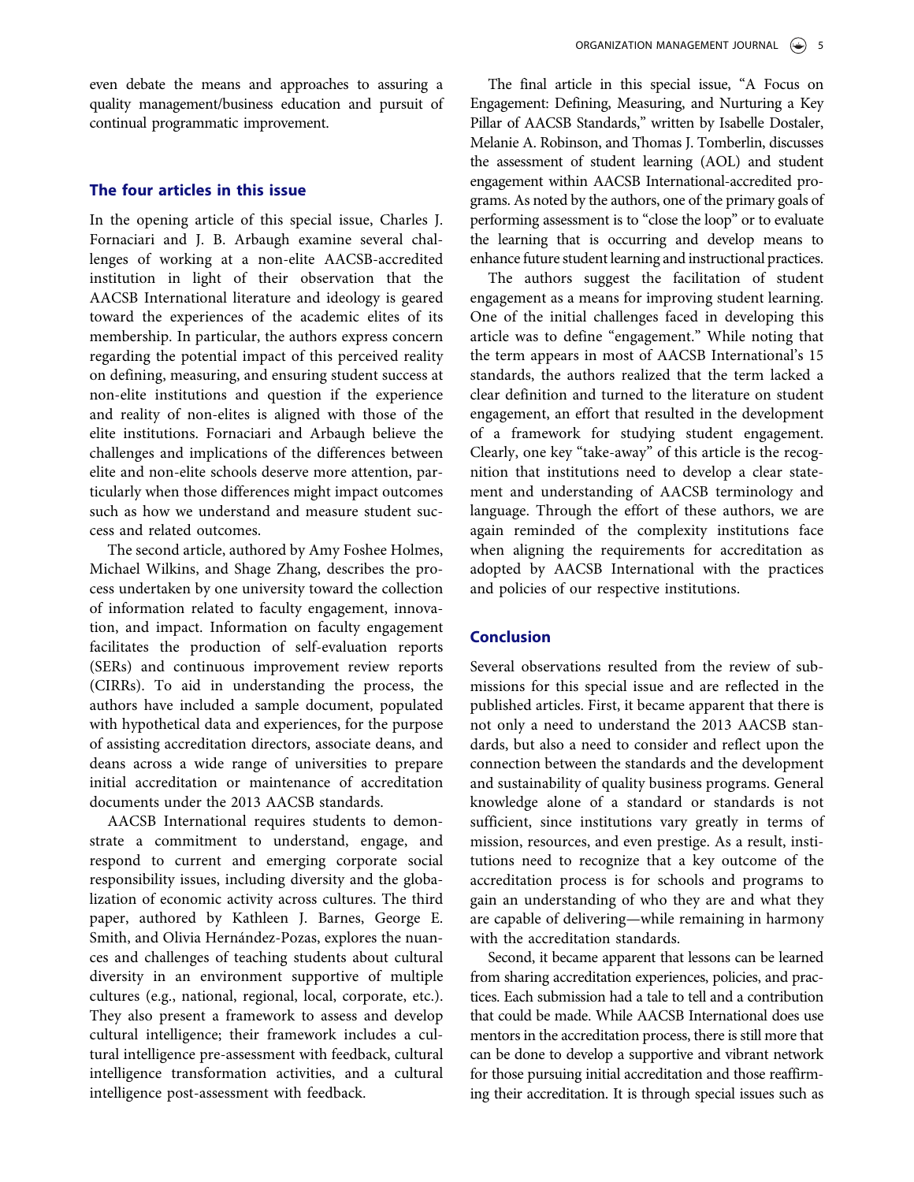even debate the means and approaches to assuring a quality management/business education and pursuit of continual programmatic improvement.

## The four articles in this issue

In the opening article of this special issue, Charles J. Fornaciari and J. B. Arbaugh examine several challenges of working at a non-elite AACSB-accredited institution in light of their observation that the AACSB International literature and ideology is geared toward the experiences of the academic elites of its membership. In particular, the authors express concern regarding the potential impact of this perceived reality on defining, measuring, and ensuring student success at non-elite institutions and question if the experience and reality of non-elites is aligned with those of the elite institutions. Fornaciari and Arbaugh believe the challenges and implications of the differences between elite and non-elite schools deserve more attention, particularly when those differences might impact outcomes such as how we understand and measure student success and related outcomes.

The second article, authored by Amy Foshee Holmes, Michael Wilkins, and Shage Zhang, describes the process undertaken by one university toward the collection of information related to faculty engagement, innovation, and impact. Information on faculty engagement facilitates the production of self-evaluation reports (SERs) and continuous improvement review reports (CIRRs). To aid in understanding the process, the authors have included a sample document, populated with hypothetical data and experiences, for the purpose of assisting accreditation directors, associate deans, and deans across a wide range of universities to prepare initial accreditation or maintenance of accreditation documents under the 2013 AACSB standards.

AACSB International requires students to demonstrate a commitment to understand, engage, and respond to current and emerging corporate social responsibility issues, including diversity and the globalization of economic activity across cultures. The third paper, authored by Kathleen J. Barnes, George E. Smith, and Olivia Hernández-Pozas, explores the nuances and challenges of teaching students about cultural diversity in an environment supportive of multiple cultures (e.g., national, regional, local, corporate, etc.). They also present a framework to assess and develop cultural intelligence; their framework includes a cultural intelligence pre-assessment with feedback, cultural intelligence transformation activities, and a cultural intelligence post-assessment with feedback.

The final article in this special issue, "A Focus on Engagement: Defining, Measuring, and Nurturing a Key Pillar of AACSB Standards," written by Isabelle Dostaler, Melanie A. Robinson, and Thomas J. Tomberlin, discusses the assessment of student learning (AOL) and student engagement within AACSB International-accredited programs. As noted by the authors, one of the primary goals of performing assessment is to "close the loop" or to evaluate the learning that is occurring and develop means to enhance future student learning and instructional practices.

The authors suggest the facilitation of student engagement as a means for improving student learning. One of the initial challenges faced in developing this article was to define "engagement." While noting that the term appears in most of AACSB International's 15 standards, the authors realized that the term lacked a clear definition and turned to the literature on student engagement, an effort that resulted in the development of a framework for studying student engagement. Clearly, one key "take-away" of this article is the recognition that institutions need to develop a clear statement and understanding of AACSB terminology and language. Through the effort of these authors, we are again reminded of the complexity institutions face when aligning the requirements for accreditation as adopted by AACSB International with the practices and policies of our respective institutions.

## Conclusion

Several observations resulted from the review of submissions for this special issue and are reflected in the published articles. First, it became apparent that there is not only a need to understand the 2013 AACSB standards, but also a need to consider and reflect upon the connection between the standards and the development and sustainability of quality business programs. General knowledge alone of a standard or standards is not sufficient, since institutions vary greatly in terms of mission, resources, and even prestige. As a result, institutions need to recognize that a key outcome of the accreditation process is for schools and programs to gain an understanding of who they are and what they are capable of delivering—while remaining in harmony with the accreditation standards.

Second, it became apparent that lessons can be learned from sharing accreditation experiences, policies, and practices. Each submission had a tale to tell and a contribution that could be made. While AACSB International does use mentors in the accreditation process, there is still more that can be done to develop a supportive and vibrant network for those pursuing initial accreditation and those reaffirming their accreditation. It is through special issues such as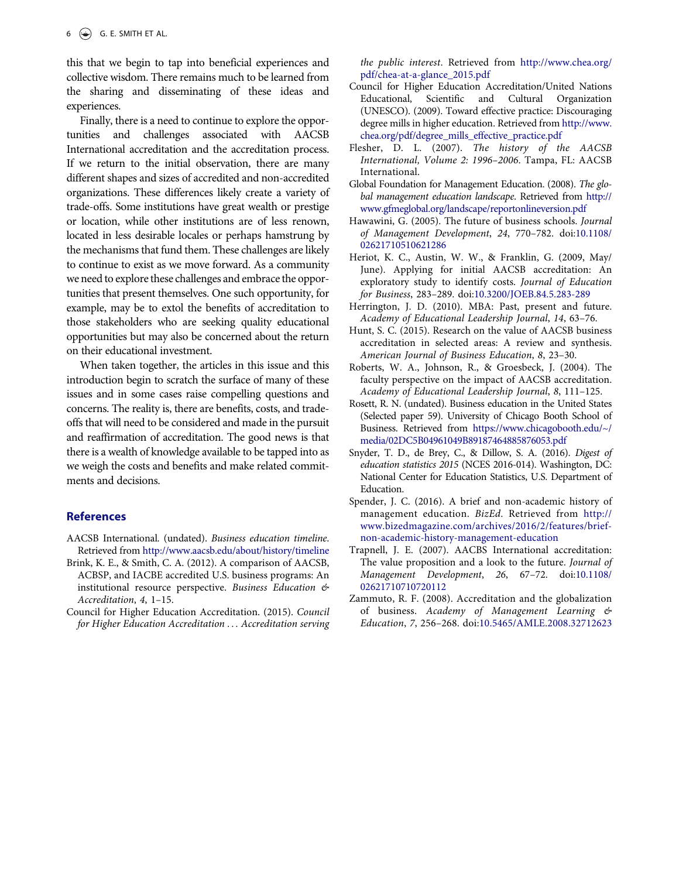this that we begin to tap into beneficial experiences and collective wisdom. There remains much to be learned from the sharing and disseminating of these ideas and experiences.

Finally, there is a need to continue to explore the opportunities and challenges associated with AACSB International accreditation and the accreditation process. If we return to the initial observation, there are many different shapes and sizes of accredited and non-accredited organizations. These differences likely create a variety of trade-offs. Some institutions have great wealth or prestige or location, while other institutions are of less renown, located in less desirable locales or perhaps hamstrung by the mechanisms that fund them. These challenges are likely to continue to exist as we move forward. As a community we need to explore these challenges and embrace the opportunities that present themselves. One such opportunity, for example, may be to extol the benefits of accreditation to those stakeholders who are seeking quality educational opportunities but may also be concerned about the return on their educational investment.

When taken together, the articles in this issue and this introduction begin to scratch the surface of many of these issues and in some cases raise compelling questions and concerns. The reality is, there are benefits, costs, and trade-offs that will need to be considered and made in the pursuit and reaffirmation of accreditation. The good news is that there is a wealth of knowledge available to be tapped into as we weigh the costs and benefits and make related commitments and decisions.

## References

AACSB International. (undated). *Business education timeline*. Retrieved from http://www.aacsb.edu/about/history/timeline

Brink, K. E., & Smith, C. A. (2012). A comparison of AACSB, ACBSP, and IACBE accredited U.S. business programs: An institutional resource perspective. *Business Education & Accreditation*, *4*, 1–15.

Council for Higher Education Accreditation. (2015). *Council for Higher Education Accreditation … Accreditation serving the public interest*. Retrieved from http://www.chea.org/pdf/chea-at-a-glance_2015.pdf

Council for Higher Education Accreditation/United Nations Educational, Scientific and Cultural Organization (UNESCO). (2009). Toward effective practice: Discouraging degree mills in higher education. Retrieved from http://www.chea.org/pdf/degree_mills_effective_practice.pdf

Flesher, D. L. (2007). *The history of the AACSB International, Volume 2: 1996–2006*. Tampa, FL: AACSB International.

Global Foundation for Management Education. (2008). *The global management education landscape*. Retrieved from http://www.gfmeglobal.org/landscape/reportonlineversion.pdf

Hawawini, G. (2005). The future of business schools. *Journal of Management Development*, *24*, 770–782. doi:10.1108/02621710510621286

Heriot, K. C., Austin, W. W., & Franklin, G. (2009, May/June). Applying for initial AACSB accreditation: An exploratory study to identify costs. *Journal of Education for Business*, 283–289. doi:10.3200/JOEB.84.5.283-289

Herrington, J. D. (2010). MBA: Past, present and future. *Academy of Educational Leadership Journal*, *14*, 63–76.

Hunt, S. C. (2015). Research on the value of AACSB business accreditation in selected areas: A review and synthesis. *American Journal of Business Education*, *8*, 23–30.

Roberts, W. A., Johnson, R., & Groesbeck, J. (2004). The faculty perspective on the impact of AACSB accreditation. *Academy of Educational Leadership Journal*, *8*, 111–125.

Rosett, R. N. (undated). Business education in the United States (Selected paper 59). University of Chicago Booth School of Business. Retrieved from https://www.chicagobooth.edu/~/media/02DC5B04961049B89187464885876053.pdf

Snyder, T. D., de Brey, C., & Dillow, S. A. (2016). *Digest of education statistics 2015* (NCES 2016-014). Washington, DC: National Center for Education Statistics, U.S. Department of Education.

Spender, J. C. (2016). A brief and non-academic history of management education. *BizEd*. Retrieved from http://www.bizedmagazine.com/archives/2016/2/features/brief-non-academic-history-management-education

Trapnell, J. E. (2007). AACBS International accreditation: The value proposition and a look to the future. *Journal of Management Development*, *26*, 67–72. doi:10.1108/02621710710720112

Zammuto, R. F. (2008). Accreditation and the globalization of business. *Academy of Management Learning & Education*, *7*, 256–268. doi:10.5465/AMLE.2008.32712623